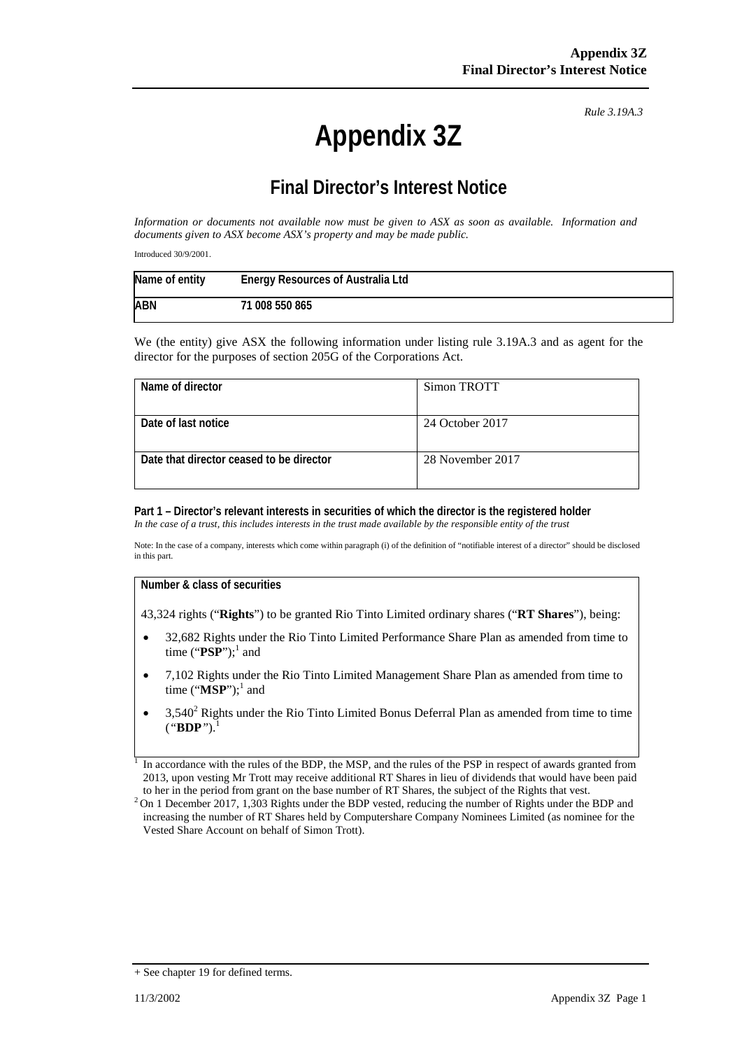*Rule 3.19A.3*

# Appendix 3Z

## Final Director's Interest Notice

*Information or documents not available now must be given to ASX as soon as available. Information and documents given to ASX become ASX's property and may be made public.*

Introduced 30/9/2001.

| | |
|---|---|
| **Name of entity** | **Energy Resources of Australia Ltd** |
| **ABN** | **71 008 550 865** |

We (the entity) give ASX the following information under listing rule 3.19A.3 and as agent for the director for the purposes of section 205G of the Corporations Act.

| | |
|---|---|
| **Name of director** | Simon TROTT |
| **Date of last notice** | 24 October 2017 |
| **Date that director ceased to be director** | 28 November 2017 |

**Part 1 – Director's relevant interests in securities of which the director is the registered holder**
*In the case of a trust, this includes interests in the trust made available by the responsible entity of the trust*

Note: In the case of a company, interests which come within paragraph (i) of the definition of "notifiable interest of a director" should be disclosed in this part.

| **Number & class of securities** |
|---|
| 43,324 rights ("**Rights**") to be granted Rio Tinto Limited ordinary shares ("**RT Shares**"), being:<br>• 32,682 Rights under the Rio Tinto Limited Performance Share Plan as amended from time to time ("**PSP**");[1] and<br>• 7,102 Rights under the Rio Tinto Limited Management Share Plan as amended from time to time ("**MSP**");[1] and<br>• 3,540[2] Rights under the Rio Tinto Limited Bonus Deferral Plan as amended from time to time ("**BDP**").[1] |

[1] In accordance with the rules of the BDP, the MSP, and the rules of the PSP in respect of awards granted from 2013, upon vesting Mr Trott may receive additional RT Shares in lieu of dividends that would have been paid to her in the period from grant on the base number of RT Shares, the subject of the Rights that vest.

[2] On 1 December 2017, 1,303 Rights under the BDP vested, reducing the number of Rights under the BDP and increasing the number of RT Shares held by Computershare Company Nominees Limited (as nominee for the Vested Share Account on behalf of Simon Trott).

+ See chapter 19 for defined terms.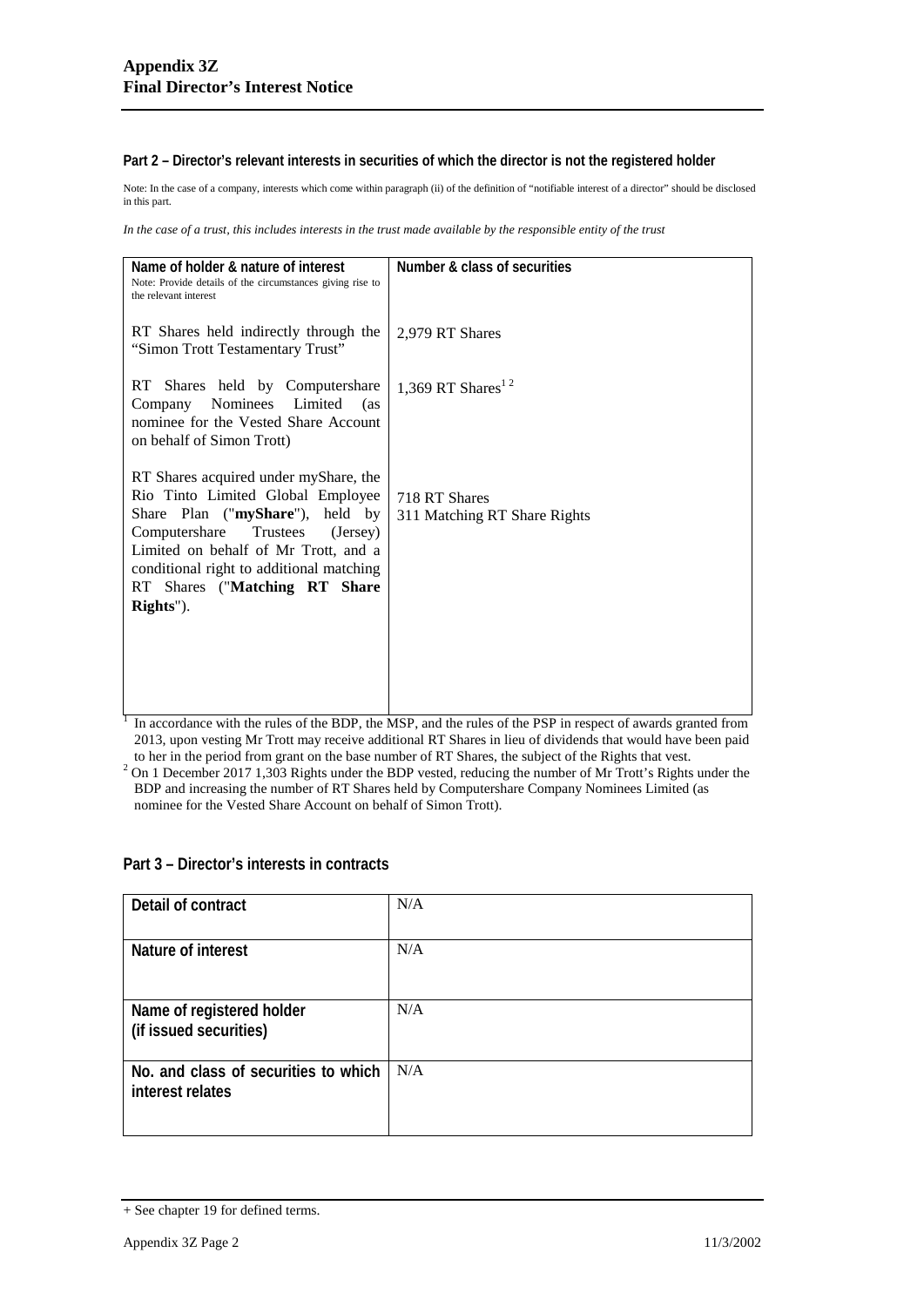## Part 2 – Director's relevant interests in securities of which the director is not the registered holder

Note: In the case of a company, interests which come within paragraph (ii) of the definition of "notifiable interest of a director" should be disclosed in this part.

*In the case of a trust, this includes interests in the trust made available by the responsible entity of the trust*

| **Name of holder & nature of interest**<br>Note: Provide details of the circumstances giving rise to the relevant interest | **Number & class of securities** |
|---|---|
| RT Shares held indirectly through the "Simon Trott Testamentary Trust" | 2,979 RT Shares |
| RT Shares held by Computershare Company Nominees Limited (as nominee for the Vested Share Account on behalf of Simon Trott) | 1,369 RT Shares[1 2] |
| RT Shares acquired under myShare, the Rio Tinto Limited Global Employee Share Plan ("**myShare**"), held by Computershare Trustees (Jersey) Limited on behalf of Mr Trott, and a conditional right to additional matching RT Shares ("**Matching RT Share Rights**"). | 718 RT Shares<br>311 Matching RT Share Rights |

[1] In accordance with the rules of the BDP, the MSP, and the rules of the PSP in respect of awards granted from 2013, upon vesting Mr Trott may receive additional RT Shares in lieu of dividends that would have been paid to her in the period from grant on the base number of RT Shares, the subject of the Rights that vest.

[2] On 1 December 2017 1,303 Rights under the BDP vested, reducing the number of Mr Trott's Rights under the BDP and increasing the number of RT Shares held by Computershare Company Nominees Limited (as nominee for the Vested Share Account on behalf of Simon Trott).

## Part 3 – Director's interests in contracts

| | |
|---|---|
| **Detail of contract** | N/A |
| **Nature of interest** | N/A |
| **Name of registered holder (if issued securities)** | N/A |
| **No. and class of securities to which interest relates** | N/A |

+ See chapter 19 for defined terms.